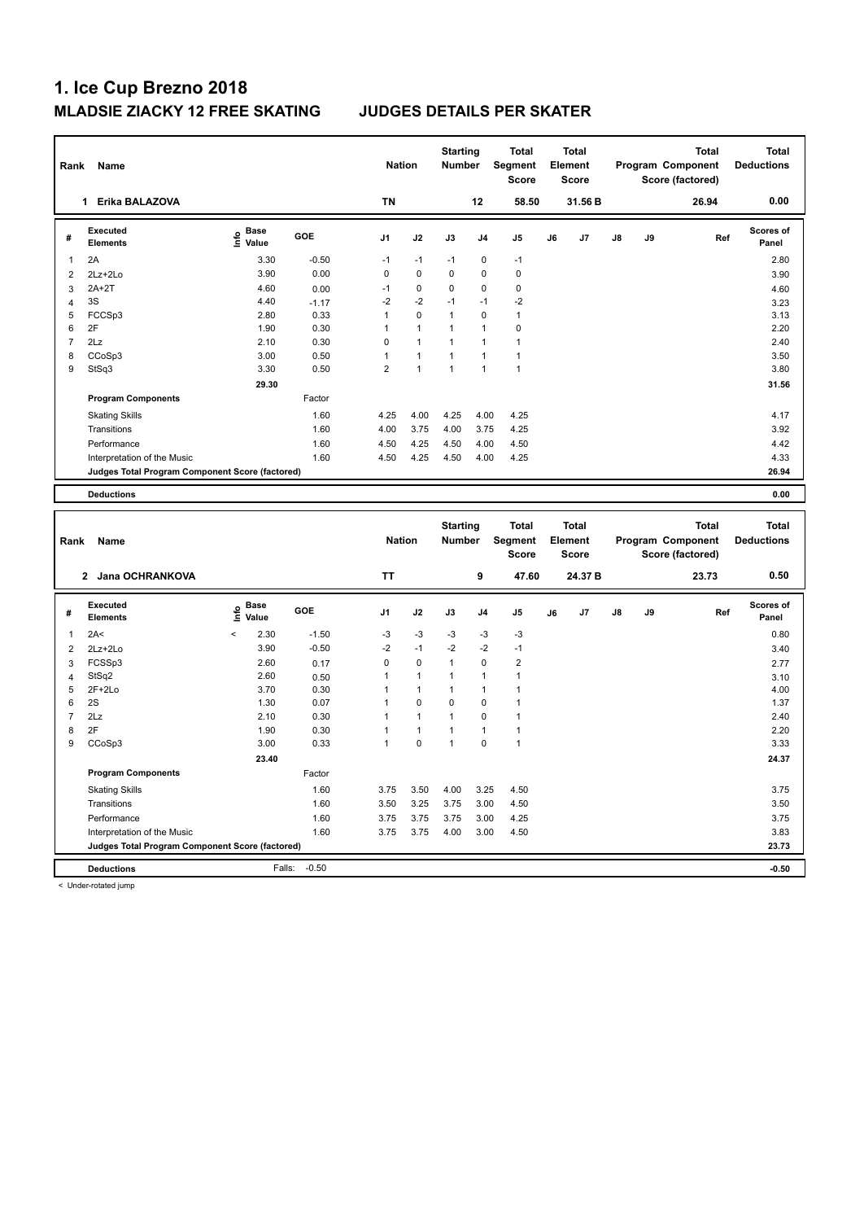# 1. Ice Cup Brezno 2018

## MLADSIE ZIACKY 12 FREE SKATING JUDGES DETAILS PER SKATER

| Rank | Name | Nation | Starting Number | Total Segment Score | Total Element Score | Total Program Component Score (factored) | Total Deductions |
|---|---|---|---|---|---|---|---|
| 1 | Erika BALAZOVA | TN | 12 | 58.50 | 31.56 B | 26.94 | 0.00 |

| # | Executed Elements | Info | Base Value | GOE | J1 | J2 | J3 | J4 | J5 | J6 | J7 | J8 | J9 | Ref | Scores of Panel |
|---|---|---|---|---|---|---|---|---|---|---|---|---|---|---|---|
| 1 | 2A | | 3.30 | -0.50 | -1 | -1 | -1 | 0 | -1 | | | | | | 2.80 |
| 2 | 2Lz+2Lo | | 3.90 | 0.00 | 0 | 0 | 0 | 0 | 0 | | | | | | 3.90 |
| 3 | 2A+2T | | 4.60 | 0.00 | -1 | 0 | 0 | 0 | 0 | | | | | | 4.60 |
| 4 | 3S | | 4.40 | -1.17 | -2 | -2 | -1 | -1 | -2 | | | | | | 3.23 |
| 5 | FCCSp3 | | 2.80 | 0.33 | 1 | 0 | 1 | 0 | 1 | | | | | | 3.13 |
| 6 | 2F | | 1.90 | 0.30 | 1 | 1 | 1 | 1 | 0 | | | | | | 2.20 |
| 7 | 2Lz | | 2.10 | 0.30 | 0 | 1 | 1 | 1 | 1 | | | | | | 2.40 |
| 8 | CCoSp3 | | 3.00 | 0.50 | 1 | 1 | 1 | 1 | 1 | | | | | | 3.50 |
| 9 | StSq3 | | 3.30 | 0.50 | 2 | 1 | 1 | 1 | 1 | | | | | | 3.80 |
| | | | 29.30 | | | | | | | | | | | | 31.56 |
| | **Program Components** | | | Factor | | | | | | | | | | | |
| | Skating Skills | | | 1.60 | 4.25 | 4.00 | 4.25 | 4.00 | 4.25 | | | | | | 4.17 |
| | Transitions | | | 1.60 | 4.00 | 3.75 | 4.00 | 3.75 | 4.25 | | | | | | 3.92 |
| | Performance | | | 1.60 | 4.50 | 4.25 | 4.50 | 4.00 | 4.50 | | | | | | 4.42 |
| | Interpretation of the Music | | | 1.60 | 4.50 | 4.25 | 4.50 | 4.00 | 4.25 | | | | | | 4.33 |
| | **Judges Total Program Component Score (factored)** | | | | | | | | | | | | | | 26.94 |
| | **Deductions** | | | | | | | | | | | | | | 0.00 |

| Rank | Name | Nation | Starting Number | Total Segment Score | Total Element Score | Total Program Component Score (factored) | Total Deductions |
|---|---|---|---|---|---|---|---|
| 2 | Jana OCHRANKOVA | TT | 9 | 47.60 | 24.37 B | 23.73 | 0.50 |

| # | Executed Elements | Info | Base Value | GOE | J1 | J2 | J3 | J4 | J5 | J6 | J7 | J8 | J9 | Ref | Scores of Panel |
|---|---|---|---|---|---|---|---|---|---|---|---|---|---|---|---|
| 1 | 2A< | < | 2.30 | -1.50 | -3 | -3 | -3 | -3 | -3 | | | | | | 0.80 |
| 2 | 2Lz+2Lo | | 3.90 | -0.50 | -2 | -1 | -2 | -2 | -1 | | | | | | 3.40 |
| 3 | FCSSp3 | | 2.60 | 0.17 | 0 | 0 | 1 | 0 | 2 | | | | | | 2.77 |
| 4 | StSq2 | | 2.60 | 0.50 | 1 | 1 | 1 | 1 | 1 | | | | | | 3.10 |
| 5 | 2F+2Lo | | 3.70 | 0.30 | 1 | 1 | 1 | 1 | 1 | | | | | | 4.00 |
| 6 | 2S | | 1.30 | 0.07 | 1 | 0 | 0 | 0 | 1 | | | | | | 1.37 |
| 7 | 2Lz | | 2.10 | 0.30 | 1 | 1 | 1 | 0 | 1 | | | | | | 2.40 |
| 8 | 2F | | 1.90 | 0.30 | 1 | 1 | 1 | 1 | 1 | | | | | | 2.20 |
| 9 | CCoSp3 | | 3.00 | 0.33 | 1 | 0 | 1 | 0 | 1 | | | | | | 3.33 |
| | | | 23.40 | | | | | | | | | | | | 24.37 |
| | **Program Components** | | | Factor | | | | | | | | | | | |
| | Skating Skills | | | 1.60 | 3.75 | 3.50 | 4.00 | 3.25 | 4.50 | | | | | | 3.75 |
| | Transitions | | | 1.60 | 3.50 | 3.25 | 3.75 | 3.00 | 4.50 | | | | | | 3.50 |
| | Performance | | | 1.60 | 3.75 | 3.75 | 3.75 | 3.00 | 4.25 | | | | | | 3.75 |
| | Interpretation of the Music | | | 1.60 | 3.75 | 3.75 | 4.00 | 3.00 | 4.50 | | | | | | 3.83 |
| | **Judges Total Program Component Score (factored)** | | | | | | | | | | | | | | 23.73 |
| | **Deductions** | | Falls: | -0.50 | | | | | | | | | | | -0.50 |

< Under-rotated jump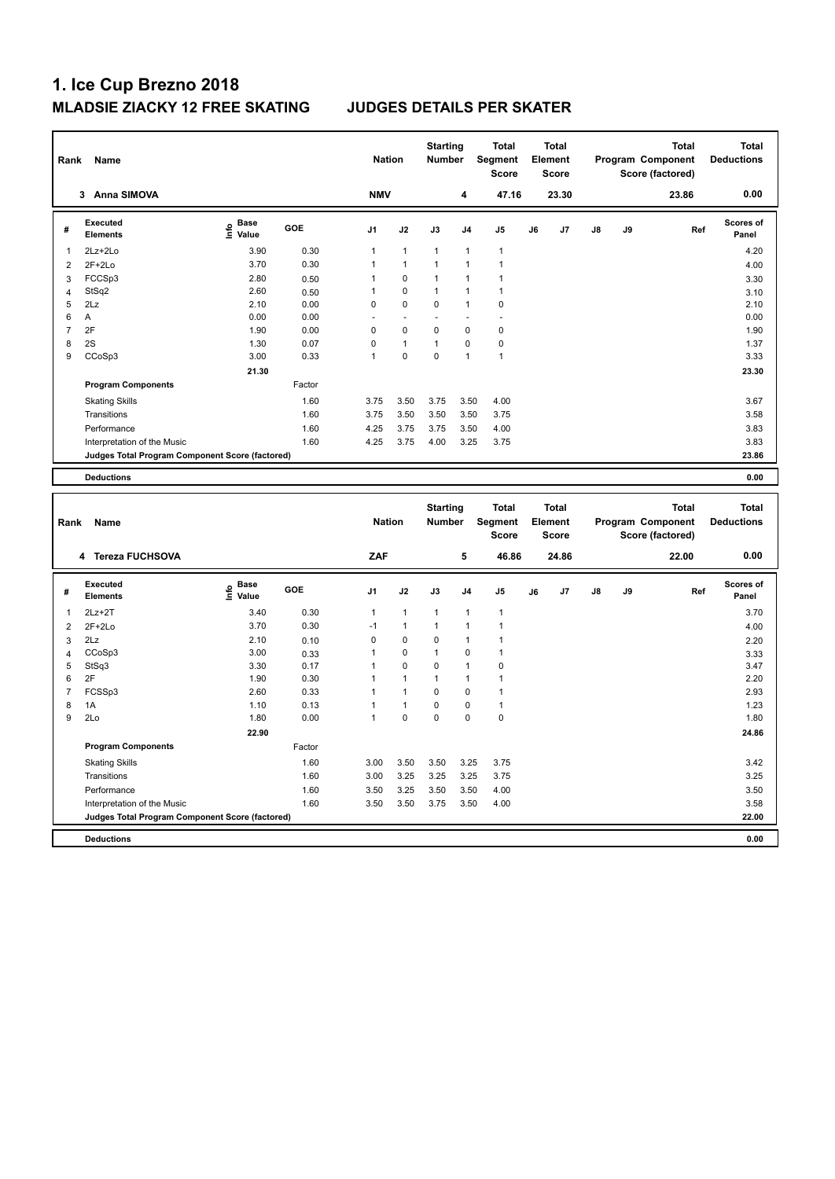# 1. Ice Cup Brezno 2018

## MLADSIE ZIACKY 12 FREE SKATING JUDGES DETAILS PER SKATER

| Rank | Name | Nation | Starting Number | Total Segment Score | Total Element Score | Total Program Component Score (factored) | Total Deductions |
|---|---|---|---|---|---|---|---|
| 3 | Anna SIMOVA | NMV | 4 | 47.16 | 23.30 | 23.86 | 0.00 |

| # | Executed Elements | Info | Base Value | GOE | J1 | J2 | J3 | J4 | J5 | J6 | J7 | J8 | J9 | Ref | Scores of Panel |
|---|---|---|---|---|---|---|---|---|---|---|---|---|---|---|---|
| 1 | 2Lz+2Lo | | 3.90 | 0.30 | 1 | 1 | 1 | 1 | 1 | | | | | | 4.20 |
| 2 | 2F+2Lo | | 3.70 | 0.30 | 1 | 1 | 1 | 1 | 1 | | | | | | 4.00 |
| 3 | FCCSp3 | | 2.80 | 0.50 | 1 | 0 | 1 | 1 | 1 | | | | | | 3.30 |
| 4 | StSq2 | | 2.60 | 0.50 | 1 | 0 | 1 | 1 | 1 | | | | | | 3.10 |
| 5 | 2Lz | | 2.10 | 0.00 | 0 | 0 | 0 | 1 | 0 | | | | | | 2.10 |
| 6 | A | | 0.00 | 0.00 | - | - | - | - | - | | | | | | 0.00 |
| 7 | 2F | | 1.90 | 0.00 | 0 | 0 | 0 | 0 | 0 | | | | | | 1.90 |
| 8 | 2S | | 1.30 | 0.07 | 0 | 1 | 1 | 0 | 0 | | | | | | 1.37 |
| 9 | CCoSp3 | | 3.00 | 0.33 | 1 | 0 | 0 | 1 | 1 | | | | | | 3.33 |
| | | | 21.30 | | | | | | | | | | | | 23.30 |
| | **Program Components** | | | Factor | | | | | | | | | | | |
| | Skating Skills | | | 1.60 | 3.75 | 3.50 | 3.75 | 3.50 | 4.00 | | | | | | 3.67 |
| | Transitions | | | 1.60 | 3.75 | 3.50 | 3.50 | 3.50 | 3.75 | | | | | | 3.58 |
| | Performance | | | 1.60 | 4.25 | 3.75 | 3.75 | 3.50 | 4.00 | | | | | | 3.83 |
| | Interpretation of the Music | | | 1.60 | 4.25 | 3.75 | 4.00 | 3.25 | 3.75 | | | | | | 3.83 |
| | **Judges Total Program Component Score (factored)** | | | | | | | | | | | | | | 23.86 |
| | **Deductions** | | | | | | | | | | | | | | 0.00 |

| Rank | Name | Nation | Starting Number | Total Segment Score | Total Element Score | Total Program Component Score (factored) | Total Deductions |
|---|---|---|---|---|---|---|---|
| 4 | Tereza FUCHSOVA | ZAF | 5 | 46.86 | 24.86 | 22.00 | 0.00 |

| # | Executed Elements | Info | Base Value | GOE | J1 | J2 | J3 | J4 | J5 | J6 | J7 | J8 | J9 | Ref | Scores of Panel |
|---|---|---|---|---|---|---|---|---|---|---|---|---|---|---|---|
| 1 | 2Lz+2T | | 3.40 | 0.30 | 1 | 1 | 1 | 1 | 1 | | | | | | 3.70 |
| 2 | 2F+2Lo | | 3.70 | 0.30 | -1 | 1 | 1 | 1 | 1 | | | | | | 4.00 |
| 3 | 2Lz | | 2.10 | 0.10 | 0 | 0 | 0 | 1 | 1 | | | | | | 2.20 |
| 4 | CCoSp3 | | 3.00 | 0.33 | 1 | 0 | 1 | 0 | 1 | | | | | | 3.33 |
| 5 | StSq3 | | 3.30 | 0.17 | 1 | 0 | 0 | 1 | 0 | | | | | | 3.47 |
| 6 | 2F | | 1.90 | 0.30 | 1 | 1 | 1 | 1 | 1 | | | | | | 2.20 |
| 7 | FCSSp3 | | 2.60 | 0.33 | 1 | 1 | 0 | 0 | 1 | | | | | | 2.93 |
| 8 | 1A | | 1.10 | 0.13 | 1 | 1 | 0 | 0 | 1 | | | | | | 1.23 |
| 9 | 2Lo | | 1.80 | 0.00 | 1 | 0 | 0 | 0 | 0 | | | | | | 1.80 |
| | | | 22.90 | | | | | | | | | | | | 24.86 |
| | **Program Components** | | | Factor | | | | | | | | | | | |
| | Skating Skills | | | 1.60 | 3.00 | 3.50 | 3.50 | 3.25 | 3.75 | | | | | | 3.42 |
| | Transitions | | | 1.60 | 3.00 | 3.25 | 3.25 | 3.25 | 3.75 | | | | | | 3.25 |
| | Performance | | | 1.60 | 3.50 | 3.25 | 3.50 | 3.50 | 4.00 | | | | | | 3.50 |
| | Interpretation of the Music | | | 1.60 | 3.50 | 3.50 | 3.75 | 3.50 | 4.00 | | | | | | 3.58 |
| | **Judges Total Program Component Score (factored)** | | | | | | | | | | | | | | 22.00 |
| | **Deductions** | | | | | | | | | | | | | | 0.00 |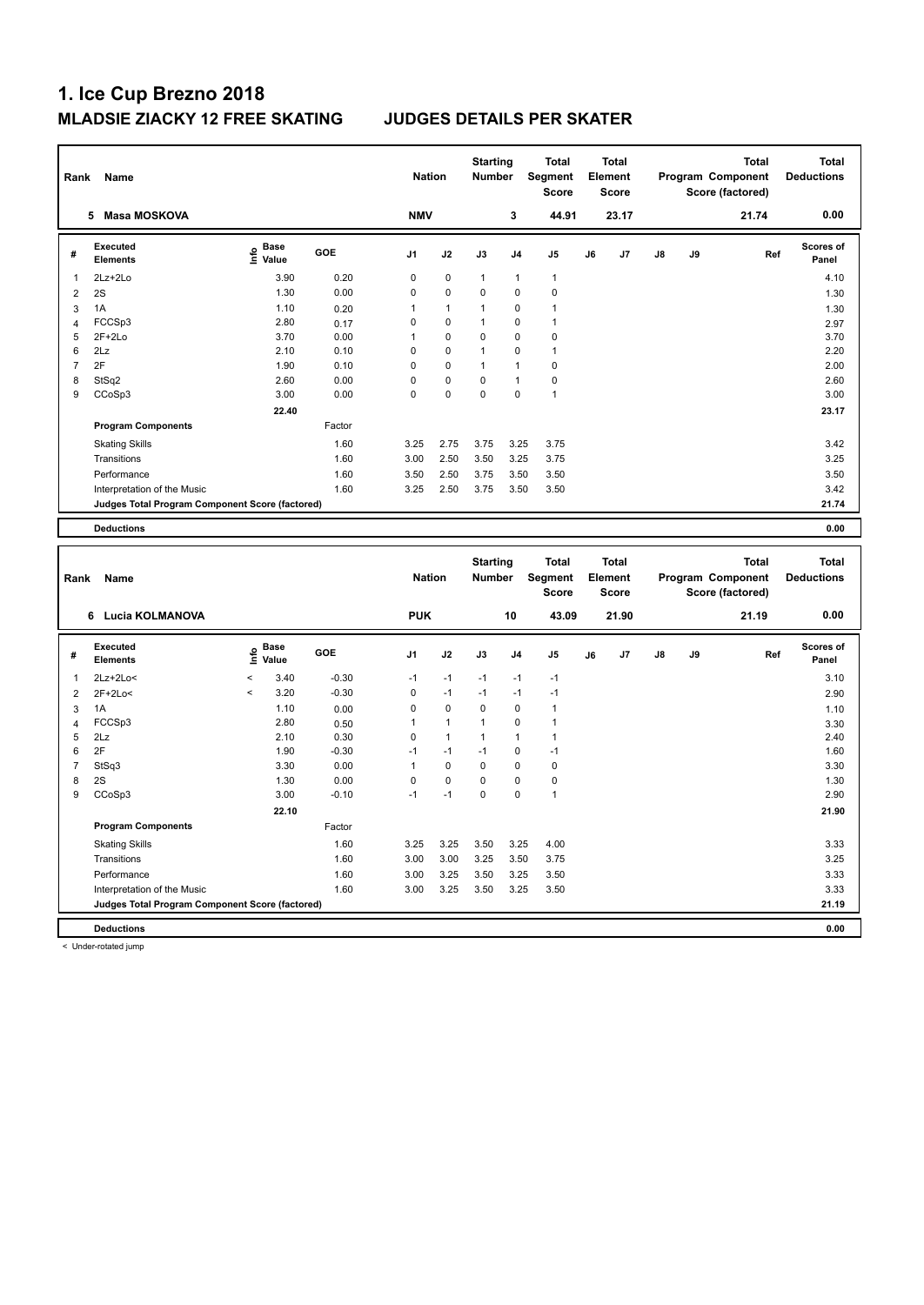# 1. Ice Cup Brezno 2018

## MLADSIE ZIACKY 12 FREE SKATING JUDGES DETAILS PER SKATER

| Rank | Name | Nation | Starting Number | Total Segment Score | Total Element Score | Total Program Component Score (factored) | Total Deductions |
|---|---|---|---|---|---|---|---|
| 5 | Masa MOSKOVA | NMV | 3 | 44.91 | 23.17 | 21.74 | 0.00 |

| # | Executed Elements | Info | Base Value | GOE | J1 | J2 | J3 | J4 | J5 | J6 | J7 | J8 | J9 | Ref | Scores of Panel |
|---|---|---|---|---|---|---|---|---|---|---|---|---|---|---|---|
| 1 | 2Lz+2Lo | | 3.90 | 0.20 | 0 | 0 | 1 | 1 | 1 | | | | | | 4.10 |
| 2 | 2S | | 1.30 | 0.00 | 0 | 0 | 0 | 0 | 0 | | | | | | 1.30 |
| 3 | 1A | | 1.10 | 0.20 | 1 | 1 | 1 | 0 | 1 | | | | | | 1.30 |
| 4 | FCCSp3 | | 2.80 | 0.17 | 0 | 0 | 1 | 0 | 1 | | | | | | 2.97 |
| 5 | 2F+2Lo | | 3.70 | 0.00 | 1 | 0 | 0 | 0 | 0 | | | | | | 3.70 |
| 6 | 2Lz | | 2.10 | 0.10 | 0 | 0 | 1 | 0 | 1 | | | | | | 2.20 |
| 7 | 2F | | 1.90 | 0.10 | 0 | 0 | 1 | 1 | 0 | | | | | | 2.00 |
| 8 | StSq2 | | 2.60 | 0.00 | 0 | 0 | 0 | 1 | 0 | | | | | | 2.60 |
| 9 | CCoSp3 | | 3.00 | 0.00 | 0 | 0 | 0 | 0 | 1 | | | | | | 3.00 |
| | | | 22.40 | | | | | | | | | | | | 23.17 |
| | **Program Components** | | | Factor | | | | | | | | | | | |
| | Skating Skills | | | 1.60 | 3.25 | 2.75 | 3.75 | 3.25 | 3.75 | | | | | | 3.42 |
| | Transitions | | | 1.60 | 3.00 | 2.50 | 3.50 | 3.25 | 3.75 | | | | | | 3.25 |
| | Performance | | | 1.60 | 3.50 | 2.50 | 3.75 | 3.50 | 3.50 | | | | | | 3.50 |
| | Interpretation of the Music | | | 1.60 | 3.25 | 2.50 | 3.75 | 3.50 | 3.50 | | | | | | 3.42 |
| | **Judges Total Program Component Score (factored)** | | | | | | | | | | | | | | 21.74 |
| | **Deductions** | | | | | | | | | | | | | | 0.00 |

| Rank | Name | Nation | Starting Number | Total Segment Score | Total Element Score | Total Program Component Score (factored) | Total Deductions |
|---|---|---|---|---|---|---|---|
| 6 | Lucia KOLMANOVA | PUK | 10 | 43.09 | 21.90 | 21.19 | 0.00 |

| # | Executed Elements | Info | Base Value | GOE | J1 | J2 | J3 | J4 | J5 | J6 | J7 | J8 | J9 | Ref | Scores of Panel |
|---|---|---|---|---|---|---|---|---|---|---|---|---|---|---|---|
| 1 | 2Lz+2Lo< | < | 3.40 | -0.30 | -1 | -1 | -1 | -1 | -1 | | | | | | 3.10 |
| 2 | 2F+2Lo< | < | 3.20 | -0.30 | 0 | -1 | -1 | -1 | -1 | | | | | | 2.90 |
| 3 | 1A | | 1.10 | 0.00 | 0 | 0 | 0 | 0 | 1 | | | | | | 1.10 |
| 4 | FCCSp3 | | 2.80 | 0.50 | 1 | 1 | 1 | 0 | 1 | | | | | | 3.30 |
| 5 | 2Lz | | 2.10 | 0.30 | 0 | 1 | 1 | 1 | 1 | | | | | | 2.40 |
| 6 | 2F | | 1.90 | -0.30 | -1 | -1 | -1 | 0 | -1 | | | | | | 1.60 |
| 7 | StSq3 | | 3.30 | 0.00 | 1 | 0 | 0 | 0 | 0 | | | | | | 3.30 |
| 8 | 2S | | 1.30 | 0.00 | 0 | 0 | 0 | 0 | 0 | | | | | | 1.30 |
| 9 | CCoSp3 | | 3.00 | -0.10 | -1 | -1 | 0 | 0 | 1 | | | | | | 2.90 |
| | | | 22.10 | | | | | | | | | | | | 21.90 |
| | **Program Components** | | | Factor | | | | | | | | | | | |
| | Skating Skills | | | 1.60 | 3.25 | 3.25 | 3.50 | 3.25 | 4.00 | | | | | | 3.33 |
| | Transitions | | | 1.60 | 3.00 | 3.00 | 3.25 | 3.50 | 3.75 | | | | | | 3.25 |
| | Performance | | | 1.60 | 3.00 | 3.25 | 3.50 | 3.25 | 3.50 | | | | | | 3.33 |
| | Interpretation of the Music | | | 1.60 | 3.00 | 3.25 | 3.50 | 3.25 | 3.50 | | | | | | 3.33 |
| | **Judges Total Program Component Score (factored)** | | | | | | | | | | | | | | 21.19 |
| | **Deductions** | | | | | | | | | | | | | | 0.00 |

< Under-rotated jump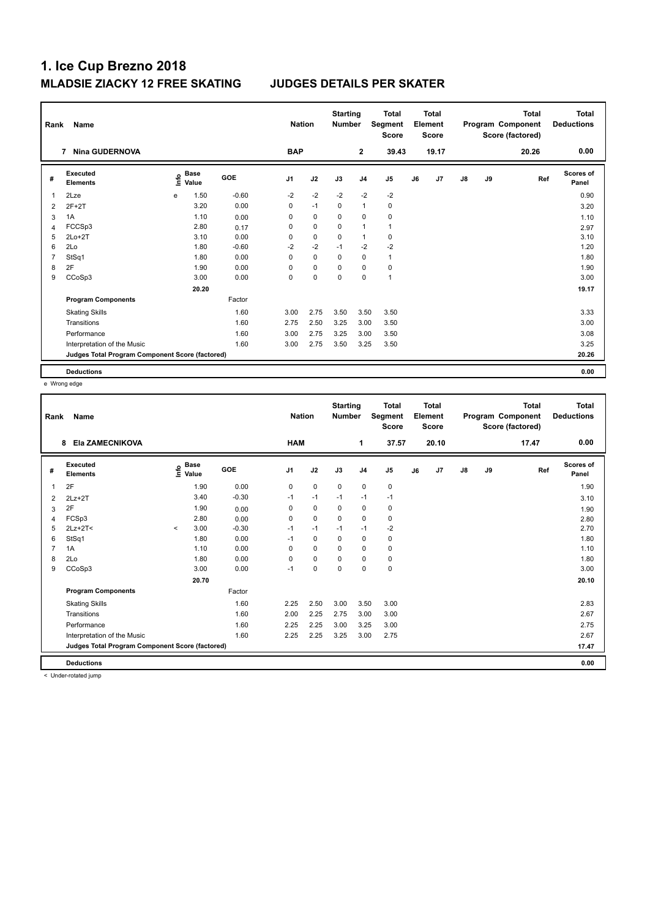# 1. Ice Cup Brezno 2018

## MLADSIE ZIACKY 12 FREE SKATING JUDGES DETAILS PER SKATER

| Rank | Name | Nation | Starting Number | Total Segment Score | Total Element Score | Total Program Component Score (factored) | Total Deductions |
|---|---|---|---|---|---|---|---|
| 7 | Nina GUDERNOVA | BAP | 2 | 39.43 | 19.17 | 20.26 | 0.00 |

| # | Executed Elements | Info | Base Value | GOE | J1 | J2 | J3 | J4 | J5 | J6 | J7 | J8 | J9 | Ref | Scores of Panel |
|---|---|---|---|---|---|---|---|---|---|---|---|---|---|---|---|
| 1 | 2Lze | e | 1.50 | -0.60 | -2 | -2 | -2 | -2 | -2 | | | | | | 0.90 |
| 2 | 2F+2T | | 3.20 | 0.00 | 0 | -1 | 0 | 1 | 0 | | | | | | 3.20 |
| 3 | 1A | | 1.10 | 0.00 | 0 | 0 | 0 | 0 | 0 | | | | | | 1.10 |
| 4 | FCCSp3 | | 2.80 | 0.17 | 0 | 0 | 0 | 1 | 1 | | | | | | 2.97 |
| 5 | 2Lo+2T | | 3.10 | 0.00 | 0 | 0 | 0 | 1 | 0 | | | | | | 3.10 |
| 6 | 2Lo | | 1.80 | -0.60 | -2 | -2 | -1 | -2 | -2 | | | | | | 1.20 |
| 7 | StSq1 | | 1.80 | 0.00 | 0 | 0 | 0 | 0 | 1 | | | | | | 1.80 |
| 8 | 2F | | 1.90 | 0.00 | 0 | 0 | 0 | 0 | 0 | | | | | | 1.90 |
| 9 | CCoSp3 | | 3.00 | 0.00 | 0 | 0 | 0 | 0 | 1 | | | | | | 3.00 |
| | | | 20.20 | | | | | | | | | | | | 19.17 |
| | **Program Components** | | | Factor | | | | | | | | | | | |
| | Skating Skills | | | 1.60 | 3.00 | 2.75 | 3.50 | 3.50 | 3.50 | | | | | | 3.33 |
| | Transitions | | | 1.60 | 2.75 | 2.50 | 3.25 | 3.00 | 3.50 | | | | | | 3.00 |
| | Performance | | | 1.60 | 3.00 | 2.75 | 3.25 | 3.00 | 3.50 | | | | | | 3.08 |
| | Interpretation of the Music | | | 1.60 | 3.00 | 2.75 | 3.50 | 3.25 | 3.50 | | | | | | 3.25 |
| | **Judges Total Program Component Score (factored)** | | | | | | | | | | | | | | 20.26 |
| | **Deductions** | | | | | | | | | | | | | | 0.00 |

e Wrong edge

| Rank | Name | Nation | Starting Number | Total Segment Score | Total Element Score | Total Program Component Score (factored) | Total Deductions |
|---|---|---|---|---|---|---|---|
| 8 | Ela ZAMECNIKOVA | HAM | 1 | 37.57 | 20.10 | 17.47 | 0.00 |

| # | Executed Elements | Info | Base Value | GOE | J1 | J2 | J3 | J4 | J5 | J6 | J7 | J8 | J9 | Ref | Scores of Panel |
|---|---|---|---|---|---|---|---|---|---|---|---|---|---|---|---|
| 1 | 2F | | 1.90 | 0.00 | 0 | 0 | 0 | 0 | 0 | | | | | | 1.90 |
| 2 | 2Lz+2T | | 3.40 | -0.30 | -1 | -1 | -1 | -1 | -1 | | | | | | 3.10 |
| 3 | 2F | | 1.90 | 0.00 | 0 | 0 | 0 | 0 | 0 | | | | | | 1.90 |
| 4 | FCSp3 | | 2.80 | 0.00 | 0 | 0 | 0 | 0 | 0 | | | | | | 2.80 |
| 5 | 2Lz+2T< | < | 3.00 | -0.30 | -1 | -1 | -1 | -1 | -2 | | | | | | 2.70 |
| 6 | StSq1 | | 1.80 | 0.00 | -1 | 0 | 0 | 0 | 0 | | | | | | 1.80 |
| 7 | 1A | | 1.10 | 0.00 | 0 | 0 | 0 | 0 | 0 | | | | | | 1.10 |
| 8 | 2Lo | | 1.80 | 0.00 | 0 | 0 | 0 | 0 | 0 | | | | | | 1.80 |
| 9 | CCoSp3 | | 3.00 | 0.00 | -1 | 0 | 0 | 0 | 0 | | | | | | 3.00 |
| | | | 20.70 | | | | | | | | | | | | 20.10 |
| | **Program Components** | | | Factor | | | | | | | | | | | |
| | Skating Skills | | | 1.60 | 2.25 | 2.50 | 3.00 | 3.50 | 3.00 | | | | | | 2.83 |
| | Transitions | | | 1.60 | 2.00 | 2.25 | 2.75 | 3.00 | 3.00 | | | | | | 2.67 |
| | Performance | | | 1.60 | 2.25 | 2.25 | 3.00 | 3.25 | 3.00 | | | | | | 2.75 |
| | Interpretation of the Music | | | 1.60 | 2.25 | 2.25 | 3.25 | 3.00 | 2.75 | | | | | | 2.67 |
| | **Judges Total Program Component Score (factored)** | | | | | | | | | | | | | | 17.47 |
| | **Deductions** | | | | | | | | | | | | | | 0.00 |

< Under-rotated jump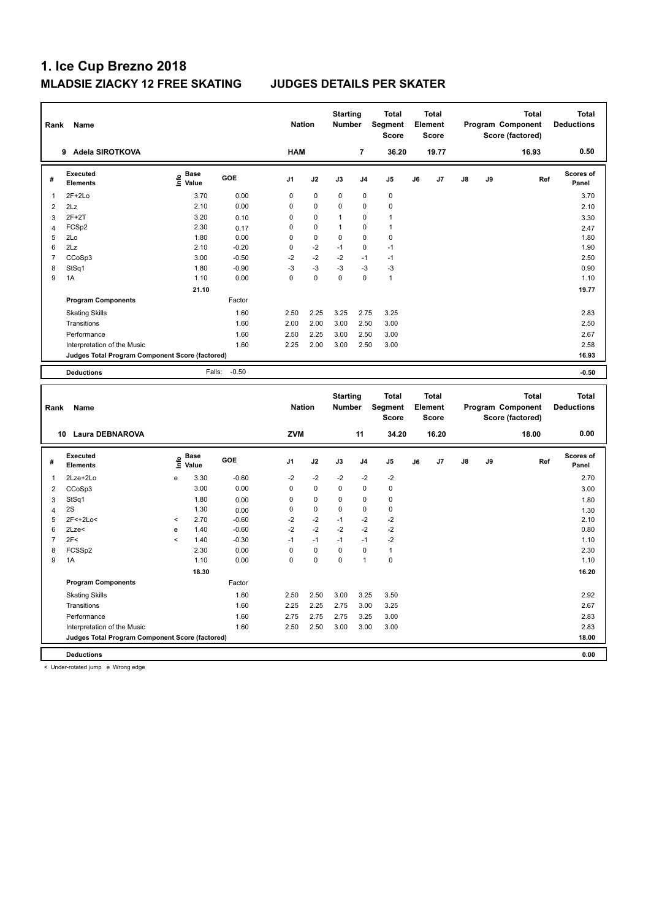# 1. Ice Cup Brezno 2018

## MLADSIE ZIACKY 12 FREE SKATING JUDGES DETAILS PER SKATER

| Rank | Name | Nation | Starting Number | Total Segment Score | Total Element Score | Total Program Component Score (factored) | Total Deductions |
|---|---|---|---|---|---|---|---|
| 9 | Adela SIROTKOVA | HAM | 7 | 36.20 | 19.77 | 16.93 | 0.50 |

| # | Executed Elements | Info | Base Value | GOE | J1 | J2 | J3 | J4 | J5 | J6 | J7 | J8 | J9 | Ref | Scores of Panel |
|---|---|---|---|---|---|---|---|---|---|---|---|---|---|---|---|
| 1 | 2F+2Lo | | 3.70 | 0.00 | 0 | 0 | 0 | 0 | 0 | | | | | | 3.70 |
| 2 | 2Lz | | 2.10 | 0.00 | 0 | 0 | 0 | 0 | 0 | | | | | | 2.10 |
| 3 | 2F+2T | | 3.20 | 0.10 | 0 | 0 | 1 | 0 | 1 | | | | | | 3.30 |
| 4 | FCSp2 | | 2.30 | 0.17 | 0 | 0 | 1 | 0 | 1 | | | | | | 2.47 |
| 5 | 2Lo | | 1.80 | 0.00 | 0 | 0 | 0 | 0 | 0 | | | | | | 1.80 |
| 6 | 2Lz | | 2.10 | -0.20 | 0 | -2 | -1 | 0 | -1 | | | | | | 1.90 |
| 7 | CCoSp3 | | 3.00 | -0.50 | -2 | -2 | -2 | -1 | -1 | | | | | | 2.50 |
| 8 | StSq1 | | 1.80 | -0.90 | -3 | -3 | -3 | -3 | -3 | | | | | | 0.90 |
| 9 | 1A | | 1.10 | 0.00 | 0 | 0 | 0 | 0 | 1 | | | | | | 1.10 |
| | | | 21.10 | | | | | | | | | | | | 19.77 |
| | **Program Components** | | | Factor | | | | | | | | | | | |
| | Skating Skills | | | 1.60 | 2.50 | 2.25 | 3.25 | 2.75 | 3.25 | | | | | | 2.83 |
| | Transitions | | | 1.60 | 2.00 | 2.00 | 3.00 | 2.50 | 3.00 | | | | | | 2.50 |
| | Performance | | | 1.60 | 2.50 | 2.25 | 3.00 | 2.50 | 3.00 | | | | | | 2.67 |
| | Interpretation of the Music | | | 1.60 | 2.25 | 2.00 | 3.00 | 2.50 | 3.00 | | | | | | 2.58 |
| | **Judges Total Program Component Score (factored)** | | | | | | | | | | | | | | 16.93 |
| | **Deductions** | | Falls: | -0.50 | | | | | | | | | | | -0.50 |

| Rank | Name | Nation | Starting Number | Total Segment Score | Total Element Score | Total Program Component Score (factored) | Total Deductions |
|---|---|---|---|---|---|---|---|
| 10 | Laura DEBNAROVA | ZVM | 11 | 34.20 | 16.20 | 18.00 | 0.00 |

| # | Executed Elements | Info | Base Value | GOE | J1 | J2 | J3 | J4 | J5 | J6 | J7 | J8 | J9 | Ref | Scores of Panel |
|---|---|---|---|---|---|---|---|---|---|---|---|---|---|---|---|
| 1 | 2Lze+2Lo | e | 3.30 | -0.60 | -2 | -2 | -2 | -2 | -2 | | | | | | 2.70 |
| 2 | CCoSp3 | | 3.00 | 0.00 | 0 | 0 | 0 | 0 | 0 | | | | | | 3.00 |
| 3 | StSq1 | | 1.80 | 0.00 | 0 | 0 | 0 | 0 | 0 | | | | | | 1.80 |
| 4 | 2S | | 1.30 | 0.00 | 0 | 0 | 0 | 0 | 0 | | | | | | 1.30 |
| 5 | 2F<+2Lo< | < | 2.70 | -0.60 | -2 | -2 | -1 | -2 | -2 | | | | | | 2.10 |
| 6 | 2Lze< | e | 1.40 | -0.60 | -2 | -2 | -2 | -2 | -2 | | | | | | 0.80 |
| 7 | 2F< | < | 1.40 | -0.30 | -1 | -1 | -1 | -1 | -2 | | | | | | 1.10 |
| 8 | FCSSp2 | | 2.30 | 0.00 | 0 | 0 | 0 | 0 | 1 | | | | | | 2.30 |
| 9 | 1A | | 1.10 | 0.00 | 0 | 0 | 0 | 1 | 0 | | | | | | 1.10 |
| | | | 18.30 | | | | | | | | | | | | 16.20 |
| | **Program Components** | | | Factor | | | | | | | | | | | |
| | Skating Skills | | | 1.60 | 2.50 | 2.50 | 3.00 | 3.25 | 3.50 | | | | | | 2.92 |
| | Transitions | | | 1.60 | 2.25 | 2.25 | 2.75 | 3.00 | 3.25 | | | | | | 2.67 |
| | Performance | | | 1.60 | 2.75 | 2.75 | 2.75 | 3.25 | 3.00 | | | | | | 2.83 |
| | Interpretation of the Music | | | 1.60 | 2.50 | 2.50 | 3.00 | 3.00 | 3.00 | | | | | | 2.83 |
| | **Judges Total Program Component Score (factored)** | | | | | | | | | | | | | | 18.00 |
| | **Deductions** | | | | | | | | | | | | | | 0.00 |

< Under-rotated jump e Wrong edge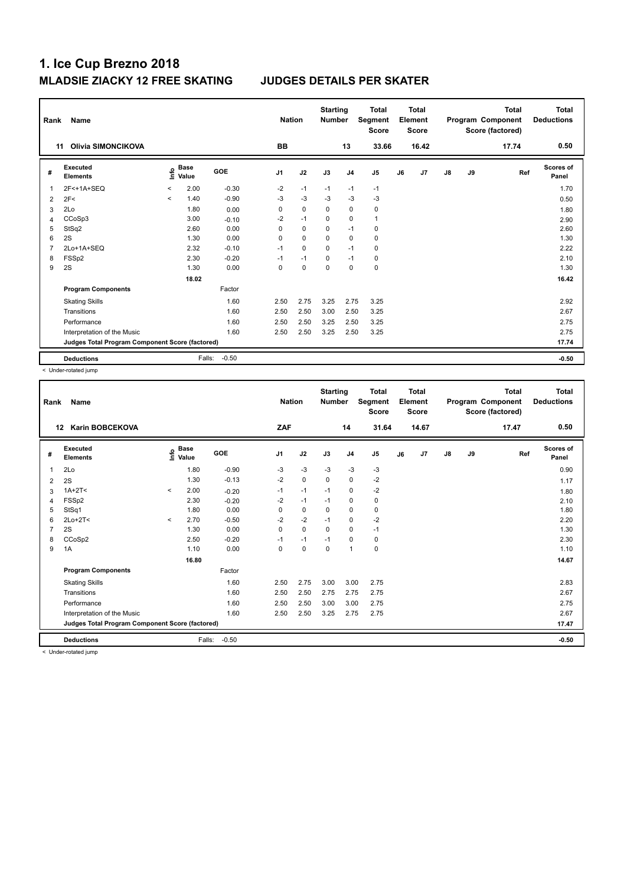# 1. Ice Cup Brezno 2018

## MLADSIE ZIACKY 12 FREE SKATING    JUDGES DETAILS PER SKATER

| Rank | Name | Nation | Starting Number | Total Segment Score | Total Element Score | Total Program Component Score (factored) | Total Deductions |
|---|---|---|---|---|---|---|---|
| 11 | Olivia SIMONCIKOVA | BB | 13 | 33.66 | 16.42 | 17.74 | 0.50 |

| # | Executed Elements | Info | Base Value | GOE | J1 | J2 | J3 | J4 | J5 | J6 | J7 | J8 | J9 | Ref | Scores of Panel |
|---|---|---|---|---|---|---|---|---|---|---|---|---|---|---|---|
| 1 | 2F<+1A+SEQ | < | 2.00 | -0.30 | -2 | -1 | -1 | -1 | -1 | | | | | | 1.70 |
| 2 | 2F< | < | 1.40 | -0.90 | -3 | -3 | -3 | -3 | -3 | | | | | | 0.50 |
| 3 | 2Lo | | 1.80 | 0.00 | 0 | 0 | 0 | 0 | 0 | | | | | | 1.80 |
| 4 | CCoSp3 | | 3.00 | -0.10 | -2 | -1 | 0 | 0 | 1 | | | | | | 2.90 |
| 5 | StSq2 | | 2.60 | 0.00 | 0 | 0 | 0 | -1 | 0 | | | | | | 2.60 |
| 6 | 2S | | 1.30 | 0.00 | 0 | 0 | 0 | 0 | 0 | | | | | | 1.30 |
| 7 | 2Lo+1A+SEQ | | 2.32 | -0.10 | -1 | 0 | 0 | -1 | 0 | | | | | | 2.22 |
| 8 | FSSp2 | | 2.30 | -0.20 | -1 | -1 | 0 | -1 | 0 | | | | | | 2.10 |
| 9 | 2S | | 1.30 | 0.00 | 0 | 0 | 0 | 0 | 0 | | | | | | 1.30 |
| | | | 18.02 | | | | | | | | | | | | 16.42 |
| | **Program Components** | | | Factor | | | | | | | | | | | |
| | Skating Skills | | | 1.60 | 2.50 | 2.75 | 3.25 | 2.75 | 3.25 | | | | | | 2.92 |
| | Transitions | | | 1.60 | 2.50 | 2.50 | 3.00 | 2.50 | 3.25 | | | | | | 2.67 |
| | Performance | | | 1.60 | 2.50 | 2.50 | 3.25 | 2.50 | 3.25 | | | | | | 2.75 |
| | Interpretation of the Music | | | 1.60 | 2.50 | 2.50 | 3.25 | 2.50 | 3.25 | | | | | | 2.75 |
| | **Judges Total Program Component Score (factored)** | | | | | | | | | | | | | | 17.74 |
| | **Deductions** | | Falls: | -0.50 | | | | | | | | | | | -0.50 |

< Under-rotated jump

| Rank | Name | Nation | Starting Number | Total Segment Score | Total Element Score | Total Program Component Score (factored) | Total Deductions |
|---|---|---|---|---|---|---|---|
| 12 | Karin BOBCEKOVA | ZAF | 14 | 31.64 | 14.67 | 17.47 | 0.50 |

| # | Executed Elements | Info | Base Value | GOE | J1 | J2 | J3 | J4 | J5 | J6 | J7 | J8 | J9 | Ref | Scores of Panel |
|---|---|---|---|---|---|---|---|---|---|---|---|---|---|---|---|
| 1 | 2Lo | | 1.80 | -0.90 | -3 | -3 | -3 | -3 | -3 | | | | | | 0.90 |
| 2 | 2S | | 1.30 | -0.13 | -2 | 0 | 0 | 0 | -2 | | | | | | 1.17 |
| 3 | 1A+2T< | < | 2.00 | -0.20 | -1 | -1 | -1 | 0 | -2 | | | | | | 1.80 |
| 4 | FSSp2 | | 2.30 | -0.20 | -2 | -1 | -1 | 0 | 0 | | | | | | 2.10 |
| 5 | StSq1 | | 1.80 | 0.00 | 0 | 0 | 0 | 0 | 0 | | | | | | 1.80 |
| 6 | 2Lo+2T< | < | 2.70 | -0.50 | -2 | -2 | -1 | 0 | -2 | | | | | | 2.20 |
| 7 | 2S | | 1.30 | 0.00 | 0 | 0 | 0 | 0 | -1 | | | | | | 1.30 |
| 8 | CCoSp2 | | 2.50 | -0.20 | -1 | -1 | -1 | 0 | 0 | | | | | | 2.30 |
| 9 | 1A | | 1.10 | 0.00 | 0 | 0 | 0 | 1 | 0 | | | | | | 1.10 |
| | | | 16.80 | | | | | | | | | | | | 14.67 |
| | **Program Components** | | | Factor | | | | | | | | | | | |
| | Skating Skills | | | 1.60 | 2.50 | 2.75 | 3.00 | 3.00 | 2.75 | | | | | | 2.83 |
| | Transitions | | | 1.60 | 2.50 | 2.50 | 2.75 | 2.75 | 2.75 | | | | | | 2.67 |
| | Performance | | | 1.60 | 2.50 | 2.50 | 3.00 | 3.00 | 2.75 | | | | | | 2.75 |
| | Interpretation of the Music | | | 1.60 | 2.50 | 2.50 | 3.25 | 2.75 | 2.75 | | | | | | 2.67 |
| | **Judges Total Program Component Score (factored)** | | | | | | | | | | | | | | 17.47 |
| | **Deductions** | | Falls: | -0.50 | | | | | | | | | | | -0.50 |

< Under-rotated jump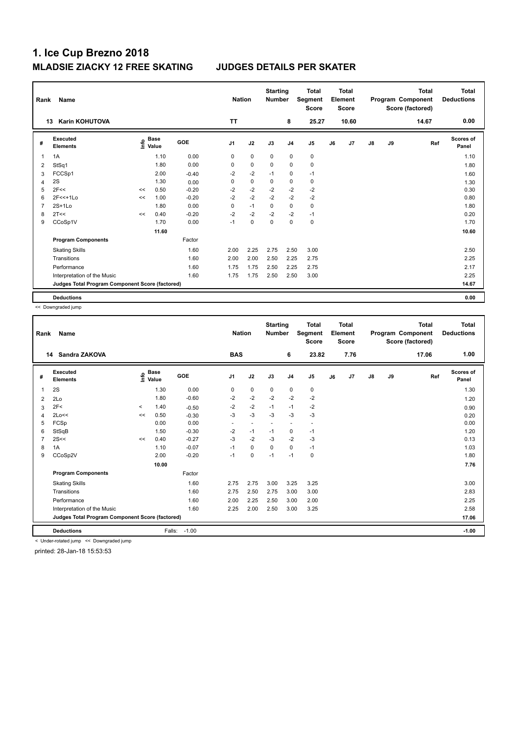# 1. Ice Cup Brezno 2018

## MLADSIE ZIACKY 12 FREE SKATING JUDGES DETAILS PER SKATER

| Rank | Name | Nation | Starting Number | Total Segment Score | Total Element Score | Total Program Component Score (factored) | Total Deductions |
|---|---|---|---|---|---|---|---|
| 13 | Karin KOHUTOVA | TT | 8 | 25.27 | 10.60 | 14.67 | 0.00 |

| # | Executed Elements | Info | Base Value | GOE | J1 | J2 | J3 | J4 | J5 | J6 | J7 | J8 | J9 | Ref | Scores of Panel |
|---|---|---|---|---|---|---|---|---|---|---|---|---|---|---|---|
| 1 | 1A | | 1.10 | 0.00 | 0 | 0 | 0 | 0 | 0 | | | | | | 1.10 |
| 2 | StSq1 | | 1.80 | 0.00 | 0 | 0 | 0 | 0 | 0 | | | | | | 1.80 |
| 3 | FCCSp1 | | 2.00 | -0.40 | -2 | -2 | -1 | 0 | -1 | | | | | | 1.60 |
| 4 | 2S | | 1.30 | 0.00 | 0 | 0 | 0 | 0 | 0 | | | | | | 1.30 |
| 5 | 2F<< | << | 0.50 | -0.20 | -2 | -2 | -2 | -2 | -2 | | | | | | 0.30 |
| 6 | 2F<<+1Lo | << | 1.00 | -0.20 | -2 | -2 | -2 | -2 | -2 | | | | | | 0.80 |
| 7 | 2S+1Lo | | 1.80 | 0.00 | 0 | -1 | 0 | 0 | 0 | | | | | | 1.80 |
| 8 | 2T<< | << | 0.40 | -0.20 | -2 | -2 | -2 | -2 | -1 | | | | | | 0.20 |
| 9 | CCoSp1V | | 1.70 | 0.00 | -1 | 0 | 0 | 0 | 0 | | | | | | 1.70 |
| | | | 11.60 | | | | | | | | | | | | 10.60 |
| | **Program Components** | | | Factor | | | | | | | | | | | |
| | Skating Skills | | | 1.60 | 2.00 | 2.25 | 2.75 | 2.50 | 3.00 | | | | | | 2.50 |
| | Transitions | | | 1.60 | 2.00 | 2.00 | 2.50 | 2.25 | 2.75 | | | | | | 2.25 |
| | Performance | | | 1.60 | 1.75 | 1.75 | 2.50 | 2.25 | 2.75 | | | | | | 2.17 |
| | Interpretation of the Music | | | 1.60 | 1.75 | 1.75 | 2.50 | 2.50 | 3.00 | | | | | | 2.25 |
| | **Judges Total Program Component Score (factored)** | | | | | | | | | | | | | | 14.67 |
| | **Deductions** | | | | | | | | | | | | | | 0.00 |

<< Downgraded jump

| Rank | Name | Nation | Starting Number | Total Segment Score | Total Element Score | Total Program Component Score (factored) | Total Deductions |
|---|---|---|---|---|---|---|---|
| 14 | Sandra ZAKOVA | BAS | 6 | 23.82 | 7.76 | 17.06 | 1.00 |

| # | Executed Elements | Info | Base Value | GOE | J1 | J2 | J3 | J4 | J5 | J6 | J7 | J8 | J9 | Ref | Scores of Panel |
|---|---|---|---|---|---|---|---|---|---|---|---|---|---|---|---|
| 1 | 2S | | 1.30 | 0.00 | 0 | 0 | 0 | 0 | 0 | | | | | | 1.30 |
| 2 | 2Lo | | 1.80 | -0.60 | -2 | -2 | -2 | -2 | -2 | | | | | | 1.20 |
| 3 | 2F< | < | 1.40 | -0.50 | -2 | -2 | -1 | -1 | -2 | | | | | | 0.90 |
| 4 | 2Lo<< | << | 0.50 | -0.30 | -3 | -3 | -3 | -3 | -3 | | | | | | 0.20 |
| 5 | FCSp | | 0.00 | 0.00 | - | - | - | - | - | | | | | | 0.00 |
| 6 | StSqB | | 1.50 | -0.30 | -2 | -1 | -1 | 0 | -1 | | | | | | 1.20 |
| 7 | 2S<< | << | 0.40 | -0.27 | -3 | -2 | -3 | -2 | -3 | | | | | | 0.13 |
| 8 | 1A | | 1.10 | -0.07 | -1 | 0 | 0 | 0 | -1 | | | | | | 1.03 |
| 9 | CCoSp2V | | 2.00 | -0.20 | -1 | 0 | -1 | -1 | 0 | | | | | | 1.80 |
| | | | 10.00 | | | | | | | | | | | | 7.76 |
| | **Program Components** | | | Factor | | | | | | | | | | | |
| | Skating Skills | | | 1.60 | 2.75 | 2.75 | 3.00 | 3.25 | 3.25 | | | | | | 3.00 |
| | Transitions | | | 1.60 | 2.75 | 2.50 | 2.75 | 3.00 | 3.00 | | | | | | 2.83 |
| | Performance | | | 1.60 | 2.00 | 2.25 | 2.50 | 3.00 | 2.00 | | | | | | 2.25 |
| | Interpretation of the Music | | | 1.60 | 2.25 | 2.00 | 2.50 | 3.00 | 3.25 | | | | | | 2.58 |
| | **Judges Total Program Component Score (factored)** | | | | | | | | | | | | | | 17.06 |
| | **Deductions** | | Falls: | -1.00 | | | | | | | | | | | -1.00 |

< Under-rotated jump << Downgraded jump

printed: 28-Jan-18 15:53:53